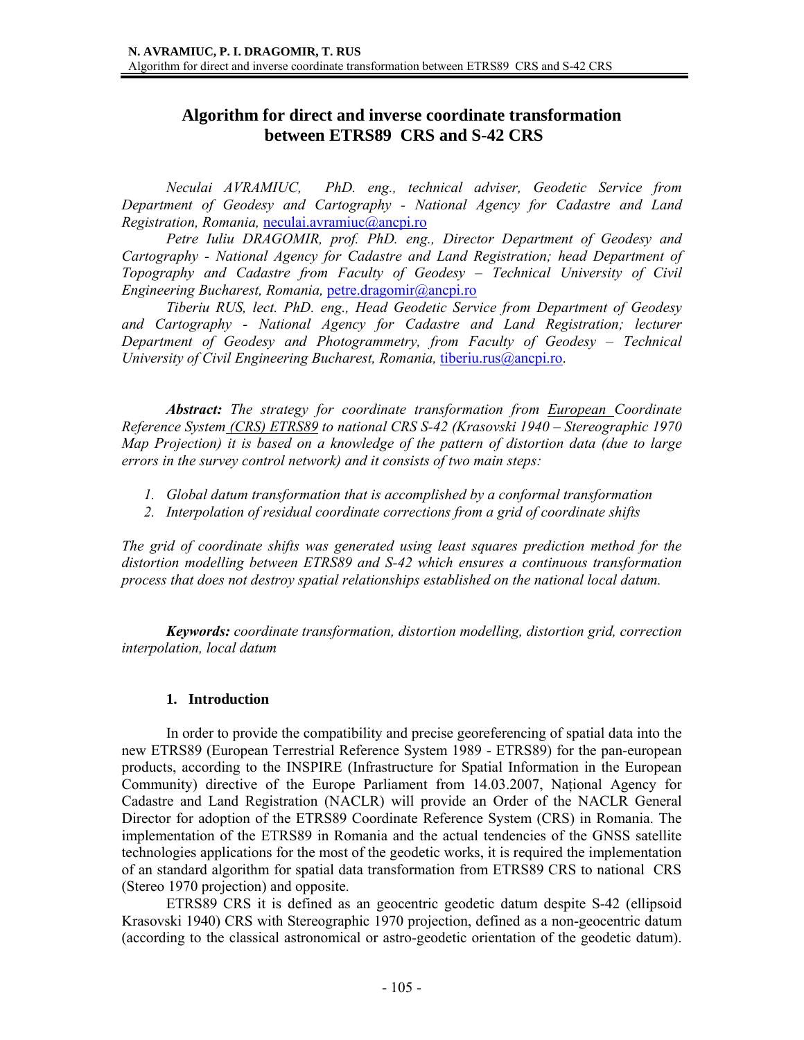# Algorithm for direct and inverse coordinate transformation between ETRS89 CRS and S-42 CRS

*Neculai AVRAMIUC, PhD. eng., technical adviser, Geodetic Service from Department of Geodesy and Cartography - National Agency for Cadastre and Land Registration, Romania,* neculai.avramiuc@ancpi.ro

*Petre Iuliu DRAGOMIR, prof. PhD. eng., Director Department of Geodesy and Cartography - National Agency for Cadastre and Land Registration; head Department of Topography and Cadastre from Faculty of Geodesy – Technical University of Civil Engineering Bucharest, Romania,* petre.dragomir@ancpi.ro

*Tiberiu RUS, lect. PhD. eng., Head Geodetic Service from Department of Geodesy and Cartography - National Agency for Cadastre and Land Registration; lecturer Department of Geodesy and Photogrammetry, from Faculty of Geodesy – Technical University of Civil Engineering Bucharest, Romania,* tiberiu.rus@ancpi.ro.

***Abstract:*** *The strategy for coordinate transformation from European Coordinate Reference System (CRS) ETRS89 to national CRS S-42 (Krasovski 1940 – Stereographic 1970 Map Projection) it is based on a knowledge of the pattern of distortion data (due to large errors in the survey control network) and it consists of two main steps:*

1. *Global datum transformation that is accomplished by a conformal transformation*
2. *Interpolation of residual coordinate corrections from a grid of coordinate shifts*

*The grid of coordinate shifts was generated using least squares prediction method for the distortion modelling between ETRS89 and S-42 which ensures a continuous transformation process that does not destroy spatial relationships established on the national local datum.*

***Keywords:*** *coordinate transformation, distortion modelling, distortion grid, correction interpolation, local datum*

## 1. Introduction

In order to provide the compatibility and precise georeferencing of spatial data into the new ETRS89 (European Terrestrial Reference System 1989 - ETRS89) for the pan-european products, according to the INSPIRE (Infrastructure for Spatial Information in the European Community) directive of the Europe Parliament from 14.03.2007, Național Agency for Cadastre and Land Registration (NACLR) will provide an Order of the NACLR General Director for adoption of the ETRS89 Coordinate Reference System (CRS) in Romania. The implementation of the ETRS89 in Romania and the actual tendencies of the GNSS satellite technologies applications for the most of the geodetic works, it is required the implementation of an standard algorithm for spatial data transformation from ETRS89 CRS to national CRS (Stereo 1970 projection) and opposite.

ETRS89 CRS it is defined as an geocentric geodetic datum despite S-42 (ellipsoid Krasovski 1940) CRS with Stereographic 1970 projection, defined as a non-geocentric datum (according to the classical astronomical or astro-geodetic orientation of the geodetic datum).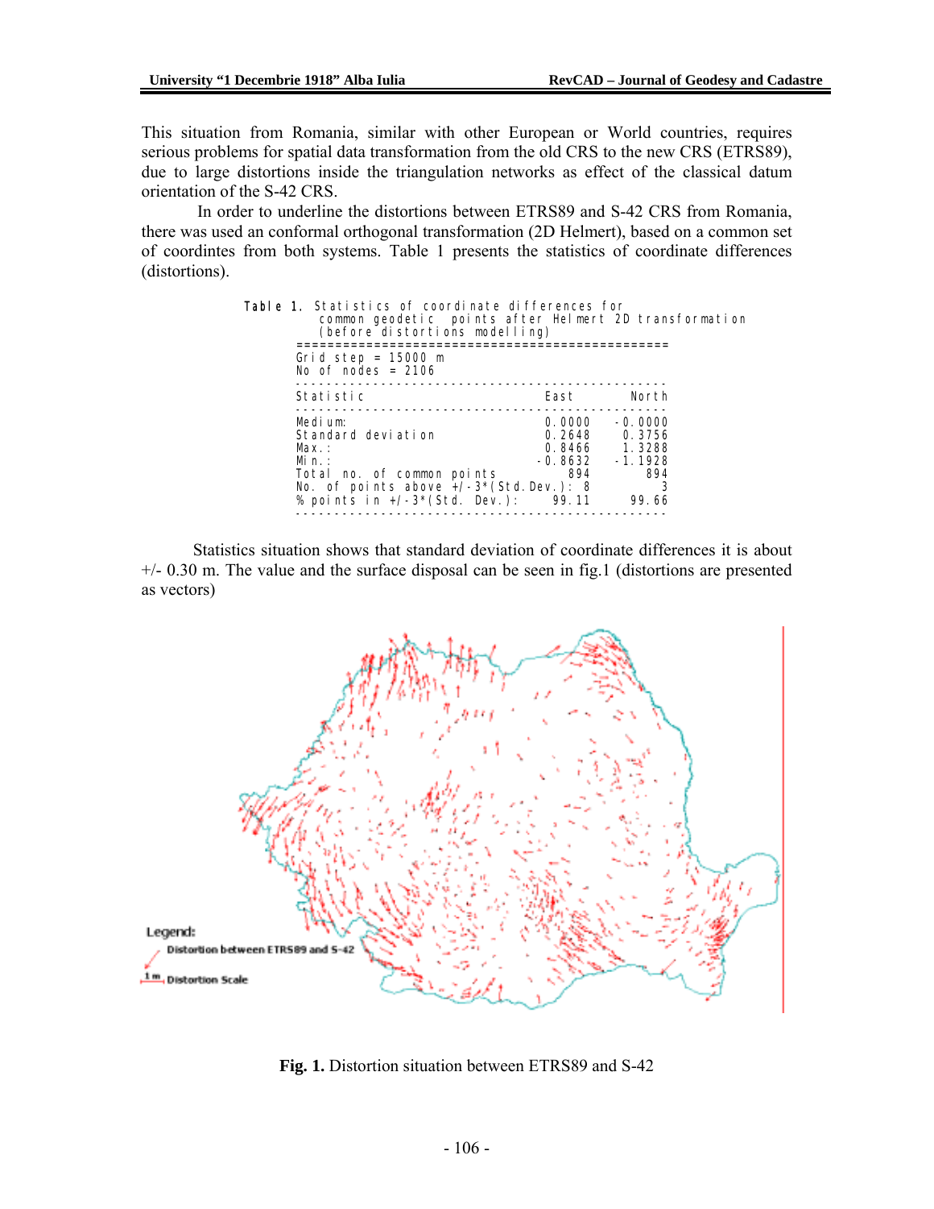This situation from Romania, similar with other European or World countries, requires serious problems for spatial data transformation from the old CRS to the new CRS (ETRS89), due to large distortions inside the triangulation networks as effect of the classical datum orientation of the S-42 CRS.

In order to underline the distortions between ETRS89 and S-42 CRS from Romania, there was used an conformal orthogonal transformation (2D Helmert), based on a common set of coordintes from both systems. Table 1 presents the statistics of coordinate differences (distortions).

**Table 1.** Statistics of coordinate differences for common geodetic points after Helmert 2D transformation (before distortions modelling)

Grid step = 15000 m
No of nodes = 2106

| Statistic | East | North |
|---|---|---|
| Medium: | 0.0000 | -0.0000 |
| Standard deviation | 0.2648 | 0.3756 |
| Max.: | 0.8466 | 1.3288 |
| Min.: | -0.8632 | -1.1928 |
| Total no. of common points | 894 | 894 |
| No. of points above +/-3*(Std.Dev.): | 8 | 3 |
| % points in +/-3*(Std. Dev.): | 99.11 | 99.66 |

Statistics situation shows that standard deviation of coordinate differences it is about +/- 0.30 m. The value and the surface disposal can be seen in fig.1 (distortions are presented as vectors)

Legend:
Distortion between ETRS89 and S-42
1 m Distortion Scale

**Fig. 1.** Distortion situation between ETRS89 and S-42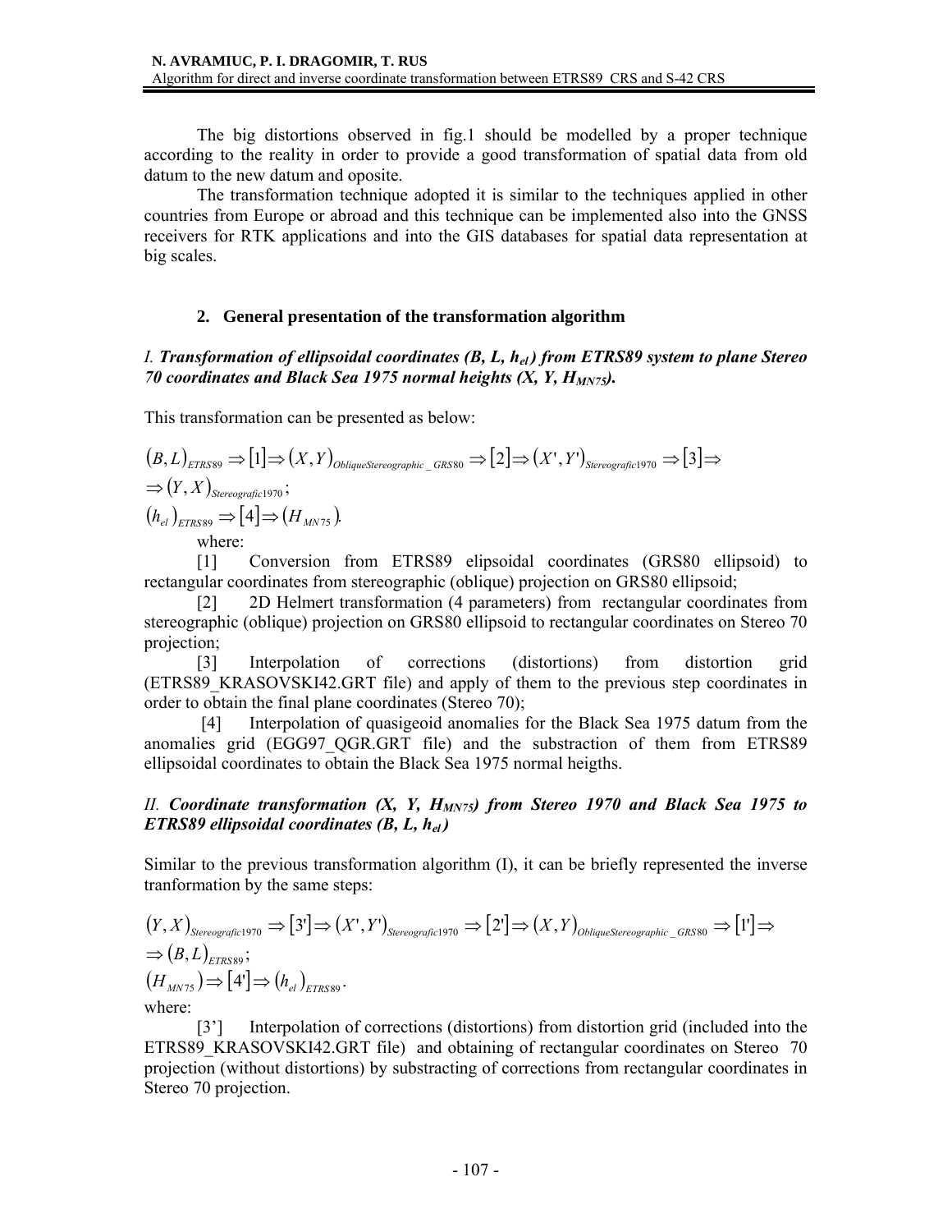The big distortions observed in fig.1 should be modelled by a proper technique according to the reality in order to provide a good transformation of spatial data from old datum to the new datum and oposite.

The transformation technique adopted it is similar to the techniques applied in other countries from Europe or abroad and this technique can be implemented also into the GNSS receivers for RTK applications and into the GIS databases for spatial data representation at big scales.

## 2. General presentation of the transformation algorithm

### *I. Transformation of ellipsoidal coordinates (B, L, $h_{el}$) from ETRS89 system to plane Stereo 70 coordinates and Black Sea 1975 normal heights (X, Y, $H_{MN75}$).*

This transformation can be presented as below:

$$(B, L)_{ETRS89} \Rightarrow [1] \Rightarrow (X, Y)_{ObliqueStereographic\_GRS80} \Rightarrow [2] \Rightarrow (X', Y')_{Stereografic1970} \Rightarrow [3] \Rightarrow$$
$$\Rightarrow (Y, X)_{Stereografic1970};$$
$$(h_{el})_{ETRS89} \Rightarrow [4] \Rightarrow (H_{MN75}).$$

where:

[1] Conversion from ETRS89 elipsoidal coordinates (GRS80 ellipsoid) to rectangular coordinates from stereographic (oblique) projection on GRS80 ellipsoid;

[2] 2D Helmert transformation (4 parameters) from rectangular coordinates from stereographic (oblique) projection on GRS80 ellipsoid to rectangular coordinates on Stereo 70 projection;

[3] Interpolation of corrections (distortions) from distortion grid (ETRS89_KRASOVSKI42.GRT file) and apply of them to the previous step coordinates in order to obtain the final plane coordinates (Stereo 70);

[4] Interpolation of quasigeoid anomalies for the Black Sea 1975 datum from the anomalies grid (EGG97_QGR.GRT file) and the substraction of them from ETRS89 ellipsoidal coordinates to obtain the Black Sea 1975 normal heigths.

### *II. Coordinate transformation (X, Y, $H_{MN75}$) from Stereo 1970 and Black Sea 1975 to ETRS89 ellipsoidal coordinates (B, L, $h_{el}$)*

Similar to the previous transformation algorithm (I), it can be briefly represented the inverse tranformation by the same steps:

$$(Y, X)_{Stereografic1970} \Rightarrow [3'] \Rightarrow (X', Y')_{Stereografic1970} \Rightarrow [2'] \Rightarrow (X, Y)_{ObliqueStereographic\_GRS80} \Rightarrow [1'] \Rightarrow$$
$$\Rightarrow (B, L)_{ETRS89};$$
$$(H_{MN75}) \Rightarrow [4'] \Rightarrow (h_{el})_{ETRS89}.$$

where:

[3'] Interpolation of corrections (distortions) from distortion grid (included into the ETRS89_KRASOVSKI42.GRT file) and obtaining of rectangular coordinates on Stereo 70 projection (without distortions) by substracting of corrections from rectangular coordinates in Stereo 70 projection.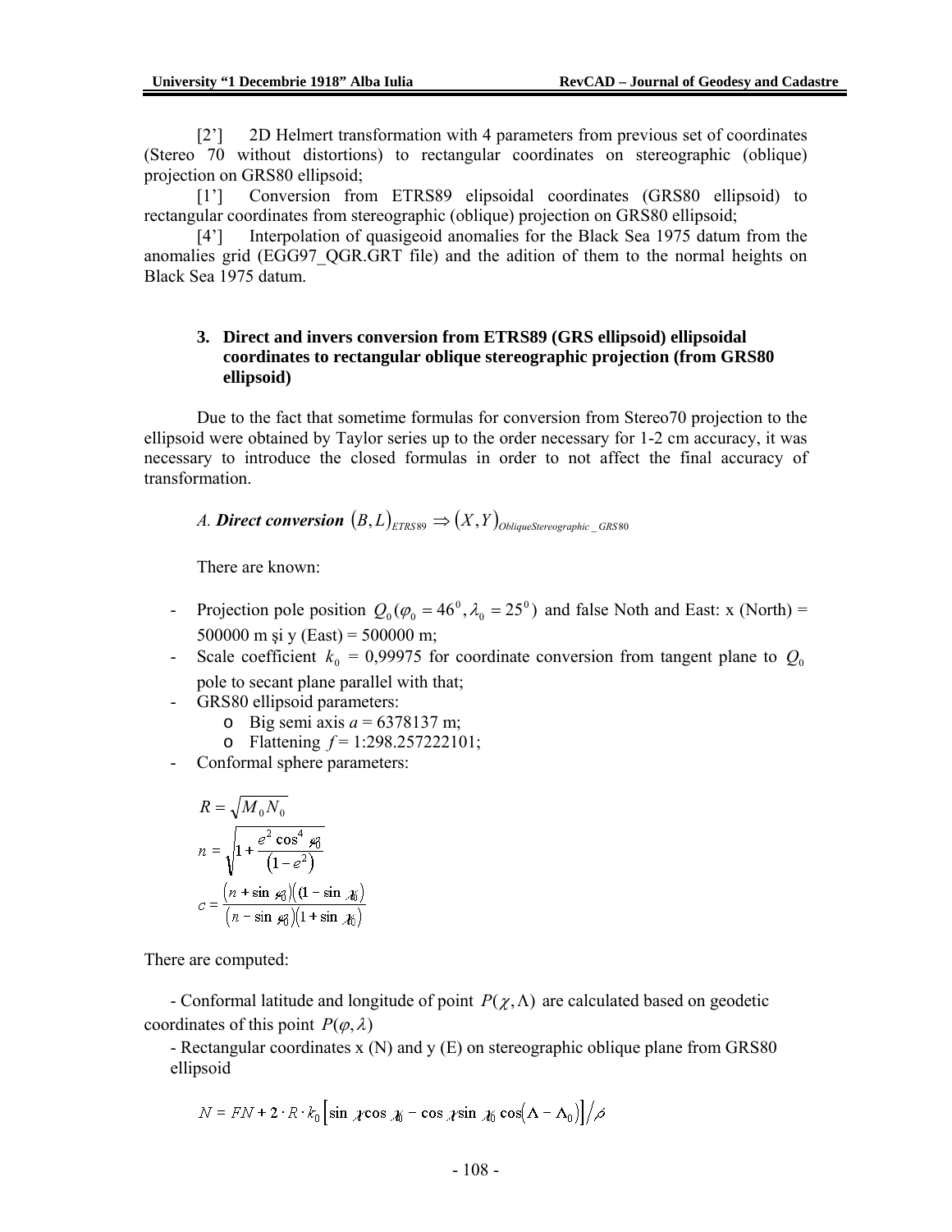[2’]  2D Helmert transformation with 4 parameters from previous set of coordinates (Stereo 70 without distortions) to rectangular coordinates on stereographic (oblique) projection on GRS80 ellipsoid;

[1’]  Conversion from ETRS89 elipsoidal coordinates (GRS80 ellipsoid) to rectangular coordinates from stereographic (oblique) projection on GRS80 ellipsoid;

[4’]  Interpolation of quasigeoid anomalies for the Black Sea 1975 datum from the anomalies grid (EGG97_QGR.GRT file) and the adition of them to the normal heights on Black Sea 1975 datum.

## 3. Direct and invers conversion from ETRS89 (GRS ellipsoid) ellipsoidal coordinates to rectangular oblique stereographic projection (from GRS80 ellipsoid)

Due to the fact that sometime formulas for conversion from Stereo70 projection to the ellipsoid were obtained by Taylor series up to the order necessary for 1-2 cm accuracy, it was necessary to introduce the closed formulas in order to not affect the final accuracy of transformation.

*A.* ***Direct conversion*** $(B,L)_{ETRS89} \Rightarrow (X,Y)_{ObliqueStereographic\_GRS80}$

There are known:

- Projection pole position $Q_0(\varphi_0 = 46^0, \lambda_0 = 25^0)$ and false Noth and East: x (North) = 500000 m şi y (East) = 500000 m;
- Scale coefficient $k_0$ = 0,99975 for coordinate conversion from tangent plane to $Q_0$ pole to secant plane parallel with that;
- GRS80 ellipsoid parameters:
  - Big semi axis $a$ = 6378137 m;
  - Flattening $f$ = 1:298.257222101;
- Conformal sphere parameters:

$$R = \sqrt{M_0 N_0}$$

$$n = \sqrt{1 + \frac{e^2 \cos^4 \varphi_0}{(1-e^2)}}$$

$$c = \frac{(n + \sin \varphi_0)(1 - \sin \chi_0)}{(n - \sin \varphi_0)(1 + \sin \chi_0)}$$

There are computed:

- Conformal latitude and longitude of point $P(\chi, \Lambda)$ are calculated based on geodetic coordinates of this point $P(\varphi, \lambda)$

- Rectangular coordinates x (N) and y (E) on stereographic oblique plane from GRS80 ellipsoid

$$N = FN + 2 \cdot R \cdot k_0 \left[ \sin \chi \cos \chi_0 - \cos \chi \sin \chi_0 \cos(\Lambda - \Lambda_0) \right] / \beta$$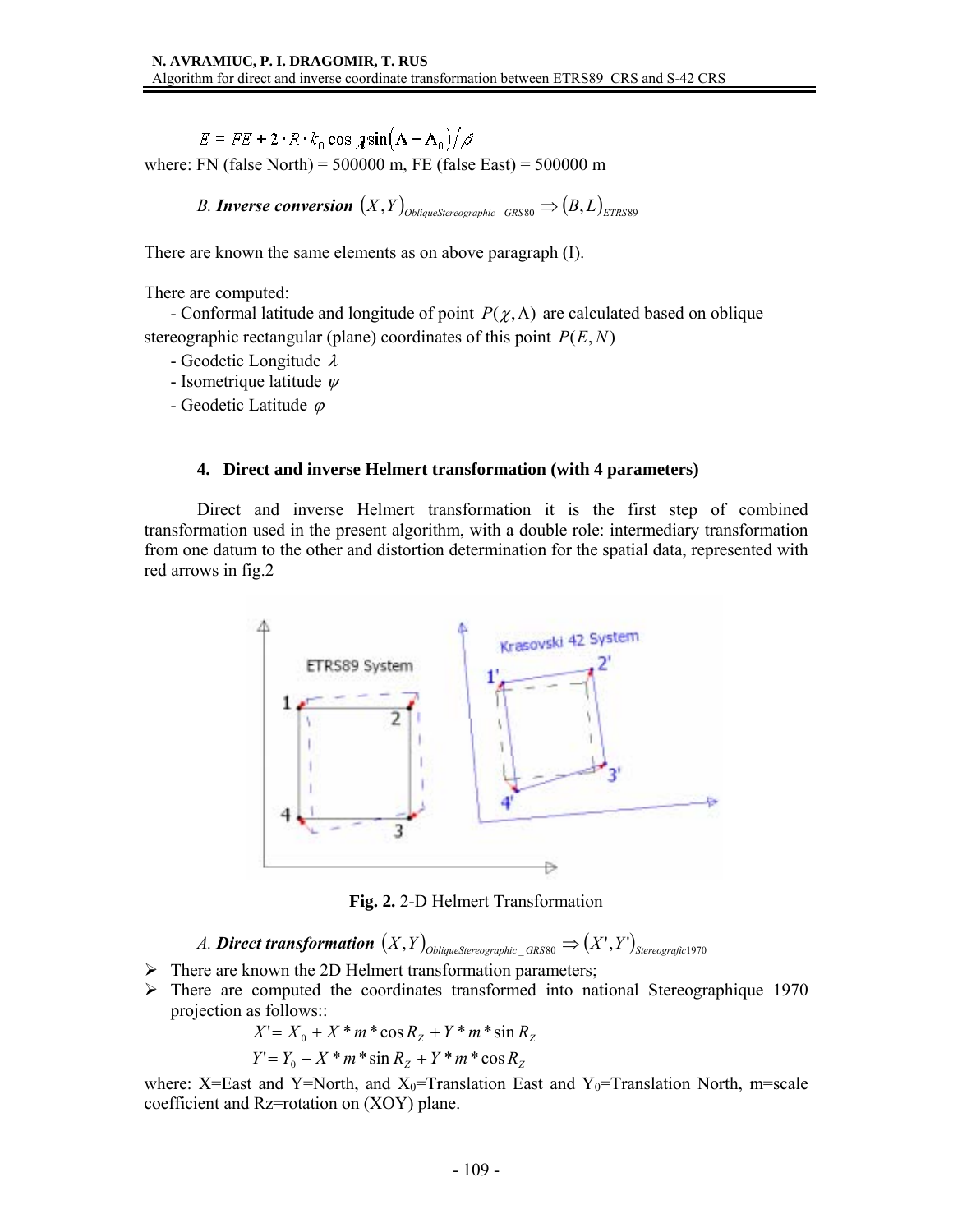$$E = FE + 2 \cdot R \cdot k_0 \cos \chi \sin(\Lambda - \Lambda_0) / \beta$$

where: FN (false North) = 500000 m, FE (false East) = 500000 m

*B.* ***Inverse conversion*** $(X,Y)_{ObliqueStereographic\_GRS80} \Rightarrow (B,L)_{ETRS89}$

There are known the same elements as on above paragraph (I).

There are computed:

- Conformal latitude and longitude of point $P(\chi,\Lambda)$ are calculated based on oblique stereographic rectangular (plane) coordinates of this point $P(E,N)$
- Geodetic Longitude $\lambda$
- Isometrique latitude $\psi$
- Geodetic Latitude $\varphi$

### 4. Direct and inverse Helmert transformation (with 4 parameters)

Direct and inverse Helmert transformation it is the first step of combined transformation used in the present algorithm, with a double role: intermediary transformation from one datum to the other and distortion determination for the spatial data, represented with red arrows in fig.2

**Fig. 2.** 2-D Helmert Transformation

*A.* ***Direct transformation*** $(X,Y)_{ObliqueStereographic\_GRS80} \Rightarrow (X',Y')_{Stereografic1970}$

- There are known the 2D Helmert transformation parameters;
- There are computed the coordinates transformed into national Stereographique 1970 projection as follows::

$$X' = X_0 + X * m * \cos R_Z + Y * m * \sin R_Z$$

$$Y' = Y_0 - X * m * \sin R_Z + Y * m * \cos R_Z$$

where: X=East and Y=North, and $X_0$=Translation East and $Y_0$=Translation North, m=scale coefficient and Rz=rotation on (XOY) plane.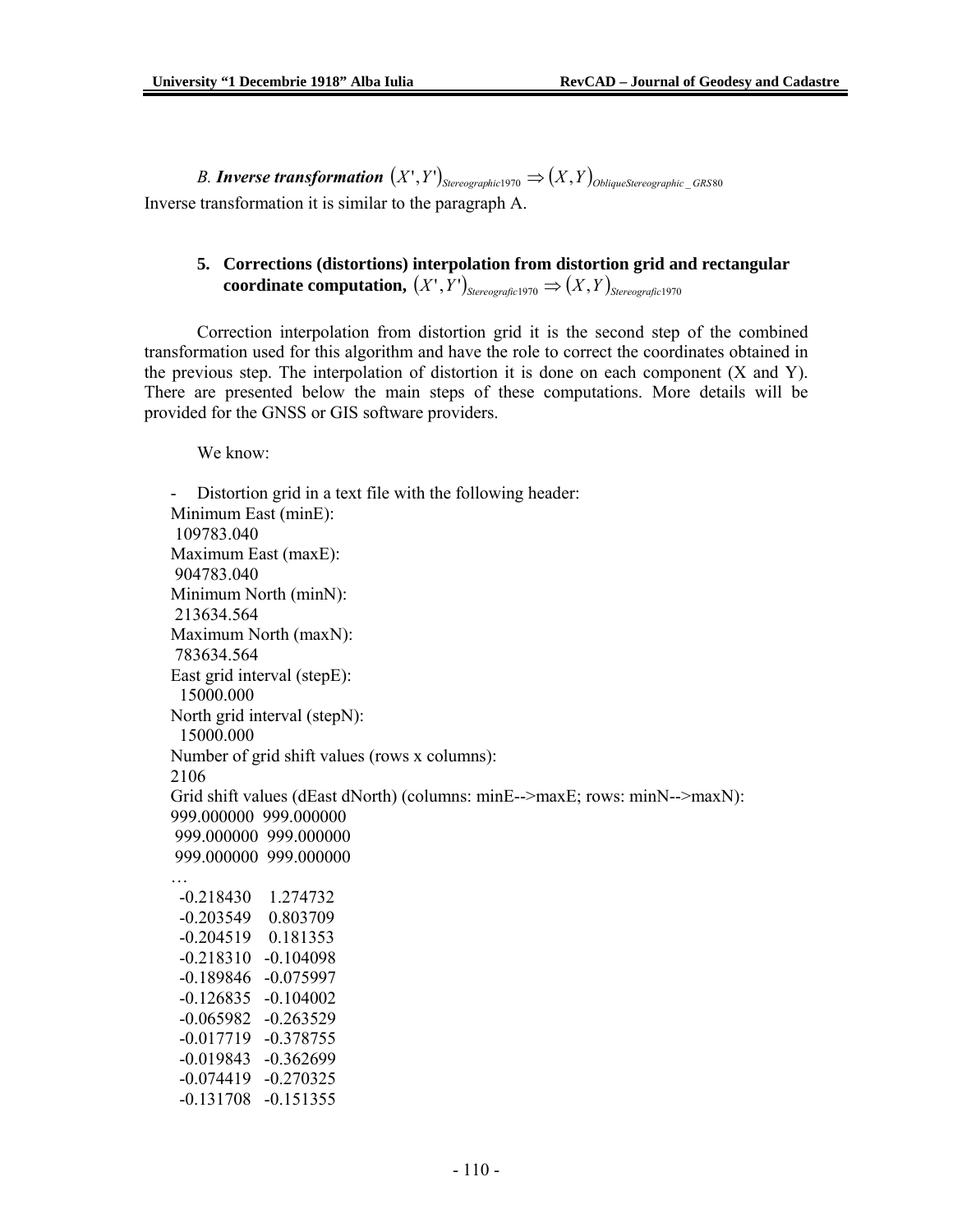*B.* ***Inverse transformation*** $(X',Y')_{Stereographic1970} \Rightarrow (X,Y)_{ObliqueStereographic\_GRS80}$

Inverse transformation it is similar to the paragraph A.

## 5. Corrections (distortions) interpolation from distortion grid and rectangular coordinate computation, $(X',Y')_{Stereografic1970} \Rightarrow (X,Y)_{Stereografic1970}$

Correction interpolation from distortion grid it is the second step of the combined transformation used for this algorithm and have the role to correct the coordinates obtained in the previous step. The interpolation of distortion it is done on each component (X and Y). There are presented below the main steps of these computations. More details will be provided for the GNSS or GIS software providers.

We know:

- Distortion grid in a text file with the following header:

```
Minimum East (minE):
 109783.040
Maximum East (maxE):
 904783.040
Minimum North (minN):
 213634.564
Maximum North (maxN):
 783634.564
East grid interval (stepE):
  15000.000
North grid interval (stepN):
  15000.000
Number of grid shift values (rows x columns):
2106
Grid shift values (dEast dNorth) (columns: minE-->maxE; rows: minN-->maxN):
999.000000  999.000000
 999.000000  999.000000
 999.000000  999.000000
…
  -0.218430    1.274732
  -0.203549    0.803709
  -0.204519    0.181353
  -0.218310   -0.104098
  -0.189846   -0.075997
  -0.126835   -0.104002
  -0.065982   -0.263529
  -0.017719   -0.378755
  -0.019843   -0.362699
  -0.074419   -0.270325
  -0.131708   -0.151355
```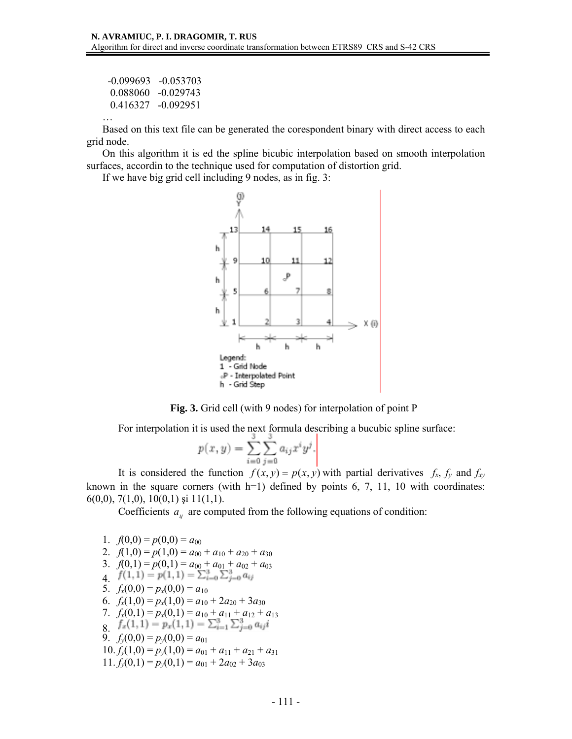-0.099693   -0.053703
 0.088060   -0.029743
 0.416327   -0.092951
…

Based on this text file can be generated the corespondent binary with direct access to each grid node.

On this algorithm it is ed the spline bicubic interpolation based on smooth interpolation surfaces, accordin to the technique used for computation of distortion grid.

If we have big grid cell including 9 nodes, as in fig. 3:

**Fig. 3.** Grid cell (with 9 nodes) for interpolation of point P

For interpolation it is used the next formula describing a bucubic spline surface:

$$p(x,y) = \sum_{i=0}^{3}\sum_{j=0}^{3} a_{ij} x^i y^j.$$

It is considered the function $f(x,y) = p(x,y)$ with partial derivatives $f_x$, $f_y$ and $f_{xy}$ known in the square corners (with h=1) defined by points 6, 7, 11, 10 with coordinates: 6(0,0), 7(1,0), 10(0,1) şi 11(1,1).

Coefficients $a_{ij}$ are computed from the following equations of condition:

1. $f(0,0) = p(0,0) = a_{00}$
2. $f(1,0) = p(1,0) = a_{00} + a_{10} + a_{20} + a_{30}$
3. $f(0,1) = p(0,1) = a_{00} + a_{01} + a_{02} + a_{03}$
4. $f(1,1) = p(1,1) = \sum_{i=0}^{3}\sum_{j=0}^{3} a_{ij}$
5. $f_x(0,0) = p_x(0,0) = a_{10}$
6. $f_x(1,0) = p_x(1,0) = a_{10} + 2a_{20} + 3a_{30}$
7. $f_x(0,1) = p_x(0,1) = a_{10} + a_{11} + a_{12} + a_{13}$
8. $f_x(1,1) = p_x(1,1) = \sum_{i=1}^{3}\sum_{j=0}^{3} a_{ij} i$
9. $f_y(0,0) = p_y(0,0) = a_{01}$
10. $f_y(1,0) = p_y(1,0) = a_{01} + a_{11} + a_{21} + a_{31}$
11. $f_y(0,1) = p_y(0,1) = a_{01} + 2a_{02} + 3a_{03}$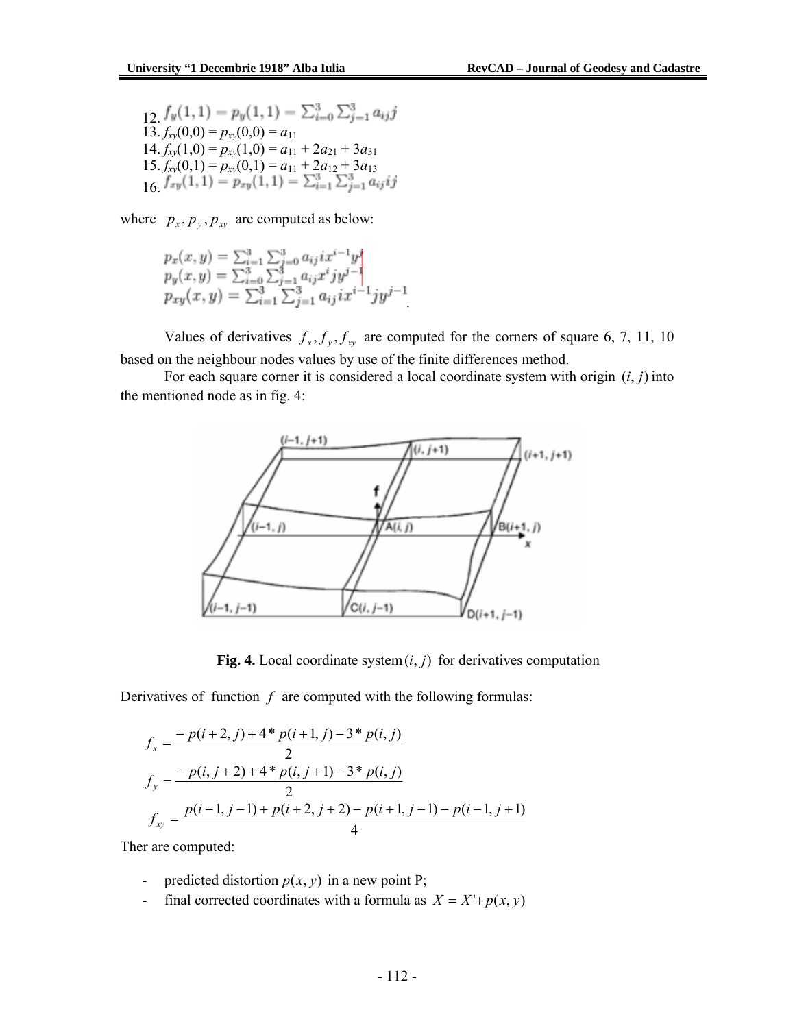12. $f_y(1,1) = p_y(1,1) = \sum_{i=0}^{3}\sum_{j=1}^{3} a_{ij} j$
13. $f_{xy}(0,0) = p_{xy}(0,0) = a_{11}$
14. $f_{xy}(1,0) = p_{xy}(1,0) = a_{11} + 2a_{21} + 3a_{31}$
15. $f_{xy}(0,1) = p_{xy}(0,1) = a_{11} + 2a_{12} + 3a_{13}$
16. $f_{xy}(1,1) = p_{xy}(1,1) = \sum_{i=1}^{3}\sum_{j=1}^{3} a_{ij} ij$

where $p_x, p_y, p_{xy}$ are computed as below:

$$
\begin{aligned}
p_x(x,y) &= \sum_{i=1}^{3}\sum_{j=0}^{3} a_{ij} i x^{i-1} y^j \\
p_y(x,y) &= \sum_{i=0}^{3}\sum_{j=1}^{3} a_{ij} x^i j y^{j-1} \\
p_{xy}(x,y) &= \sum_{i=1}^{3}\sum_{j=1}^{3} a_{ij} i x^{i-1} j y^{j-1}
\end{aligned}
$$

Values of derivatives $f_x, f_y, f_{xy}$ are computed for the corners of square 6, 7, 11, 10 based on the neighbour nodes values by use of the finite differences method.

For each square corner it is considered a local coordinate system with origin $(i, j)$ into the mentioned node as in fig. 4:

**Fig. 4.** Local coordinate system $(i, j)$ for derivatives computation

Derivatives of function $f$ are computed with the following formulas:

$$
f_x = \frac{-p(i+2,j) + 4*p(i+1,j) - 3*p(i,j)}{2}
$$

$$
f_y = \frac{-p(i,j+2) + 4*p(i,j+1) - 3*p(i,j)}{2}
$$

$$
f_{xy} = \frac{p(i-1,j-1) + p(i+2,j+2) - p(i+1,j-1) - p(i-1,j+1)}{4}
$$

Ther are computed:

- predicted distortion $p(x, y)$ in a new point P;
- final corrected coordinates with a formula as $X = X' + p(x, y)$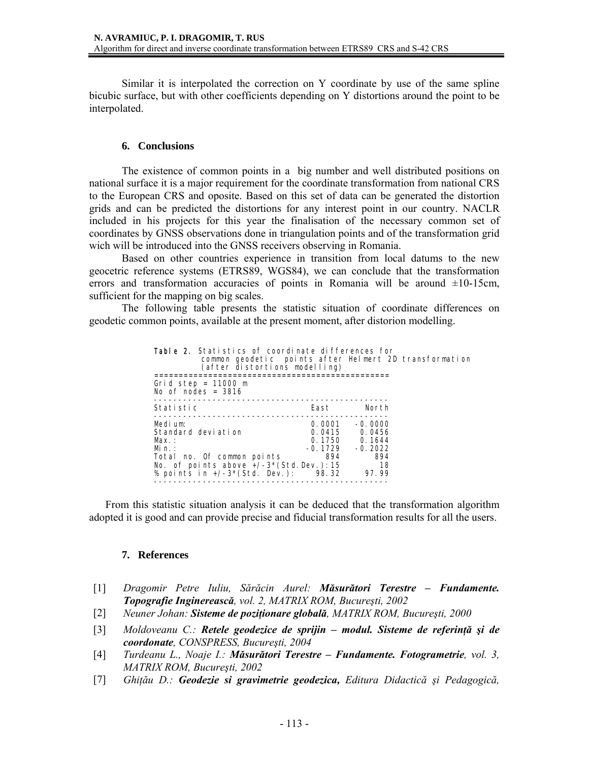Similar it is interpolated the correction on Y coordinate by use of the same spline bicubic surface, but with other coefficients depending on Y distortions around the point to be interpolated.

## 6. Conclusions

The existence of common points in a big number and well distributed positions on national surface it is a major requirement for the coordinate transformation from national CRS to the European CRS and oposite. Based on this set of data can be generated the distortion grids and can be predicted the distortions for any interest point in our country. NACLR included in his projects for this year the finalisation of the necessary common set of coordinates by GNSS observations done in triangulation points and of the transformation grid wich will be introduced into the GNSS receivers observing in Romania.

Based on other countries experience in transition from local datums to the new geocetric reference systems (ETRS89, WGS84), we can conclude that the transformation errors and transformation accuracies of points in Romania will be around ±10-15cm, sufficient for the mapping on big scales.

The following table presents the statistic situation of coordinate differences on geodetic common points, available at the present moment, after distorion modelling.

**Table 2.** Statistics of coordinate differences for common geodetic points after Helmert 2D transformation (after distortions modelling)

Grid step = 11000 m
No of nodes = 3816

| Statistic | East | North |
|---|---|---|
| Medium: | 0.0001 | -0.0000 |
| Standard deviation | 0.0415 | 0.0456 |
| Max.: | 0.1750 | 0.1644 |
| Min.: | -0.1729 | -0.2022 |
| Total no. Of common points | 894 | 894 |
| No. of points above +/-3*(Std.Dev.): | 15 | 18 |
| % points in +/-3*(Std. Dev.): | 98.32 | 97.99 |

From this statistic situation analysis it can be deduced that the transformation algorithm adopted it is good and can provide precise and fiducial transformation results for all the users.

## 7. References

[1] *Dragomir Petre Iuliu, Sărăcin Aurel:* ***Măsurători Terestre – Fundamente. Topografie Inginerească****, vol. 2, MATRIX ROM, Bucureşti, 2002*

[2] *Neuner Johan:* ***Sisteme de poziționare globală****, MATRIX ROM, Bucureşti, 2000*

[3] *Moldoveanu C.:* ***Retele geodezice de sprijin – modul. Sisteme de referință şi de coordonate****, CONSPRESS, Bucureşti, 2004*

[4] *Turdeanu L., Noaje I.:* ***Măsurători Terestre – Fundamente. Fotogrametrie****, vol. 3, MATRIX ROM, Bucureşti, 2002*

[7] *Ghițău D.:* ***Geodezie si gravimetrie geodezica,*** *Editura Didactică şi Pedagogică,*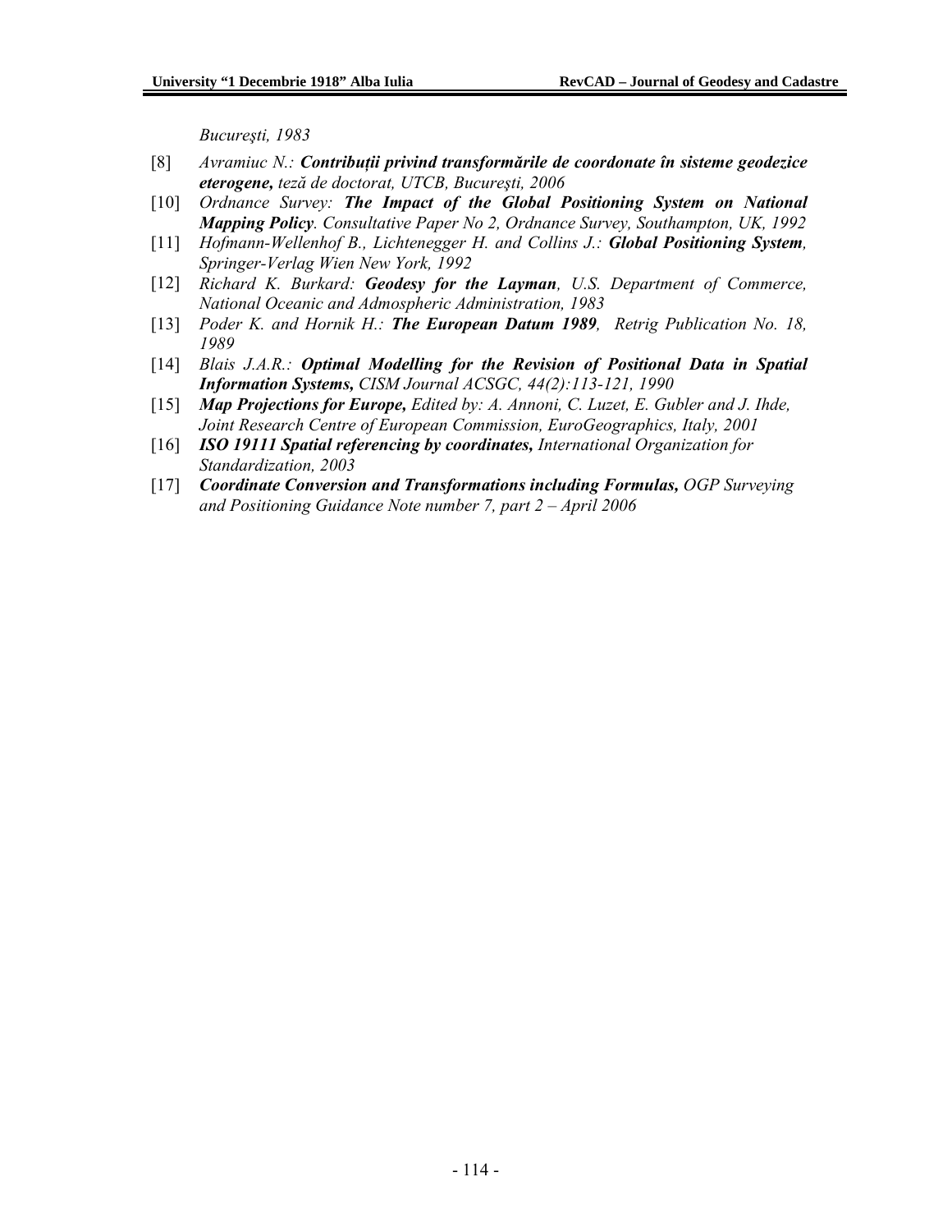*Bucureşti, 1983*

[8] *Avramiuc N.: **Contribuții privind transformările de coordonate în sisteme geodezice eterogene,** teză de doctorat, UTCB, Bucureşti, 2006*

[10] *Ordnance Survey: **The Impact of the Global Positioning System on National Mapping Policy**. Consultative Paper No 2, Ordnance Survey, Southampton, UK, 1992*

[11] *Hofmann-Wellenhof B., Lichtenegger H. and Collins J.: **Global Positioning System**, Springer-Verlag Wien New York, 1992*

[12] *Richard K. Burkard: **Geodesy for the Layman**, U.S. Department of Commerce, National Oceanic and Admospheric Administration, 1983*

[13] *Poder K. and Hornik H.: **The European Datum 1989**, Retrig Publication No. 18, 1989*

[14] *Blais J.A.R.: **Optimal Modelling for the Revision of Positional Data in Spatial Information Systems,** CISM Journal ACSGC, 44(2):113-121, 1990*

[15] ***Map Projections for Europe,** Edited by: A. Annoni, C. Luzet, E. Gubler and J. Ihde, Joint Research Centre of European Commission, EuroGeographics, Italy, 2001*

[16] ***ISO 19111 Spatial referencing by coordinates,** International Organization for Standardization, 2003*

[17] ***Coordinate Conversion and Transformations including Formulas,** OGP Surveying and Positioning Guidance Note number 7, part 2 – April 2006*